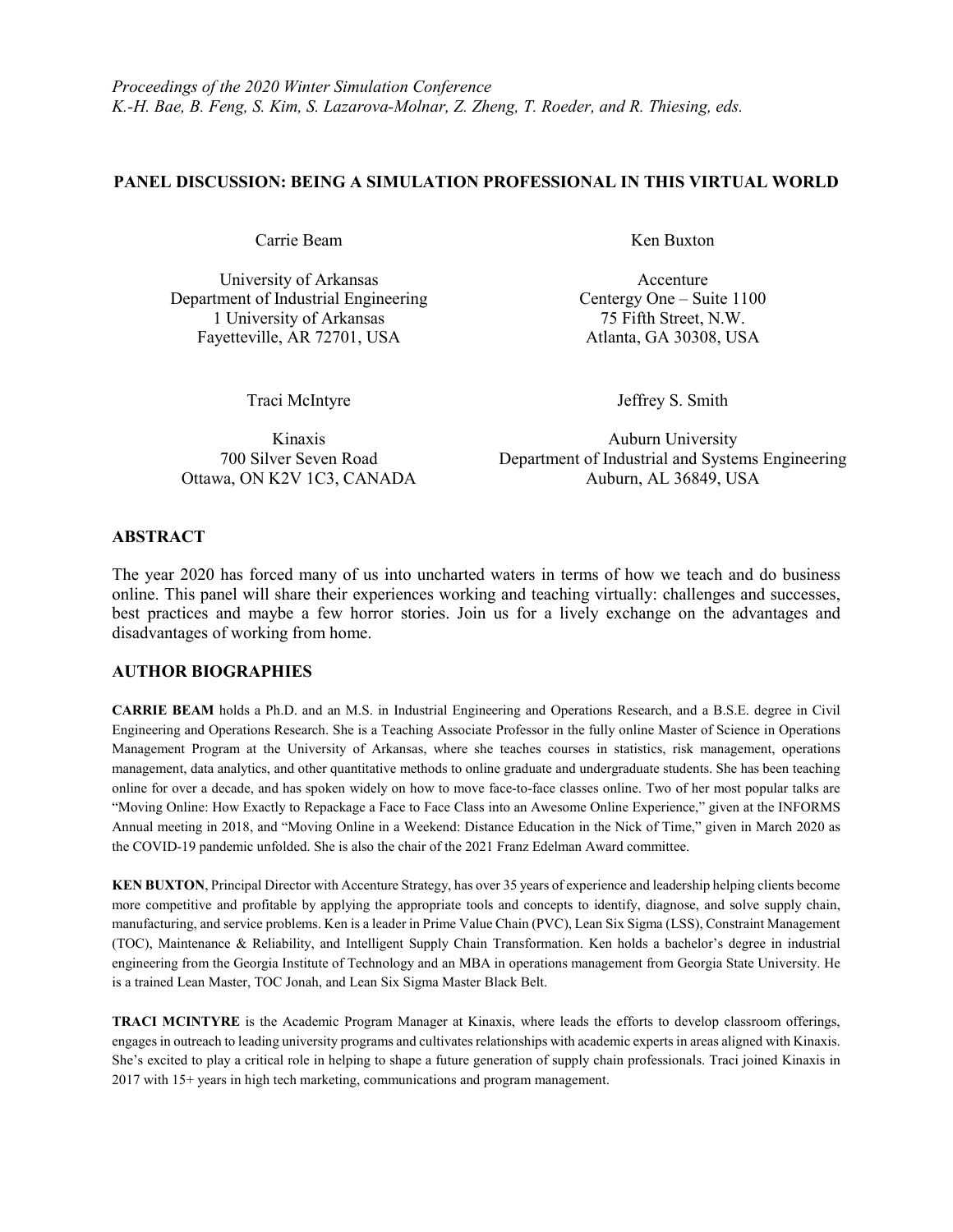*Proceedings of the 2020 Winter Simulation Conference*
*K.-H. Bae, B. Feng, S. Kim, S. Lazarova-Molnar, Z. Zheng, T. Roeder, and R. Thiesing, eds.*

# PANEL DISCUSSION: BEING A SIMULATION PROFESSIONAL IN THIS VIRTUAL WORLD

Carrie Beam

University of Arkansas
Department of Industrial Engineering
1 University of Arkansas
Fayetteville, AR 72701, USA

Ken Buxton

Accenture
Centergy One – Suite 1100
75 Fifth Street, N.W.
Atlanta, GA 30308, USA

Traci McIntyre

Kinaxis
700 Silver Seven Road
Ottawa, ON K2V 1C3, CANADA

Jeffrey S. Smith

Auburn University
Department of Industrial and Systems Engineering
Auburn, AL 36849, USA

## ABSTRACT

The year 2020 has forced many of us into uncharted waters in terms of how we teach and do business online. This panel will share their experiences working and teaching virtually: challenges and successes, best practices and maybe a few horror stories. Join us for a lively exchange on the advantages and disadvantages of working from home.

## AUTHOR BIOGRAPHIES

**CARRIE BEAM** holds a Ph.D. and an M.S. in Industrial Engineering and Operations Research, and a B.S.E. degree in Civil Engineering and Operations Research. She is a Teaching Associate Professor in the fully online Master of Science in Operations Management Program at the University of Arkansas, where she teaches courses in statistics, risk management, operations management, data analytics, and other quantitative methods to online graduate and undergraduate students. She has been teaching online for over a decade, and has spoken widely on how to move face-to-face classes online. Two of her most popular talks are "Moving Online: How Exactly to Repackage a Face to Face Class into an Awesome Online Experience," given at the INFORMS Annual meeting in 2018, and "Moving Online in a Weekend: Distance Education in the Nick of Time," given in March 2020 as the COVID-19 pandemic unfolded. She is also the chair of the 2021 Franz Edelman Award committee.

**KEN BUXTON**, Principal Director with Accenture Strategy, has over 35 years of experience and leadership helping clients become more competitive and profitable by applying the appropriate tools and concepts to identify, diagnose, and solve supply chain, manufacturing, and service problems. Ken is a leader in Prime Value Chain (PVC), Lean Six Sigma (LSS), Constraint Management (TOC), Maintenance & Reliability, and Intelligent Supply Chain Transformation. Ken holds a bachelor's degree in industrial engineering from the Georgia Institute of Technology and an MBA in operations management from Georgia State University. He is a trained Lean Master, TOC Jonah, and Lean Six Sigma Master Black Belt.

**TRACI MCINTYRE** is the Academic Program Manager at Kinaxis, where leads the efforts to develop classroom offerings, engages in outreach to leading university programs and cultivates relationships with academic experts in areas aligned with Kinaxis. She's excited to play a critical role in helping to shape a future generation of supply chain professionals. Traci joined Kinaxis in 2017 with 15+ years in high tech marketing, communications and program management.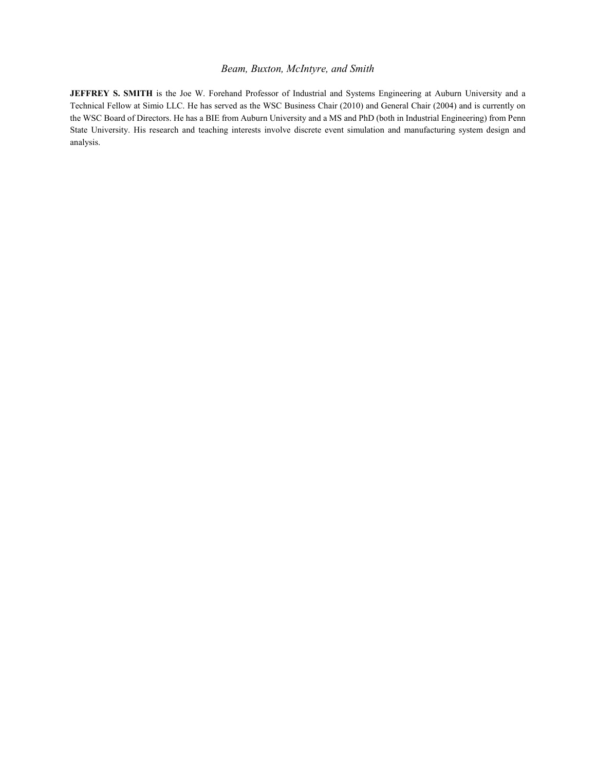**JEFFREY S. SMITH** is the Joe W. Forehand Professor of Industrial and Systems Engineering at Auburn University and a Technical Fellow at Simio LLC. He has served as the WSC Business Chair (2010) and General Chair (2004) and is currently on the WSC Board of Directors. He has a BIE from Auburn University and a MS and PhD (both in Industrial Engineering) from Penn State University. His research and teaching interests involve discrete event simulation and manufacturing system design and analysis.